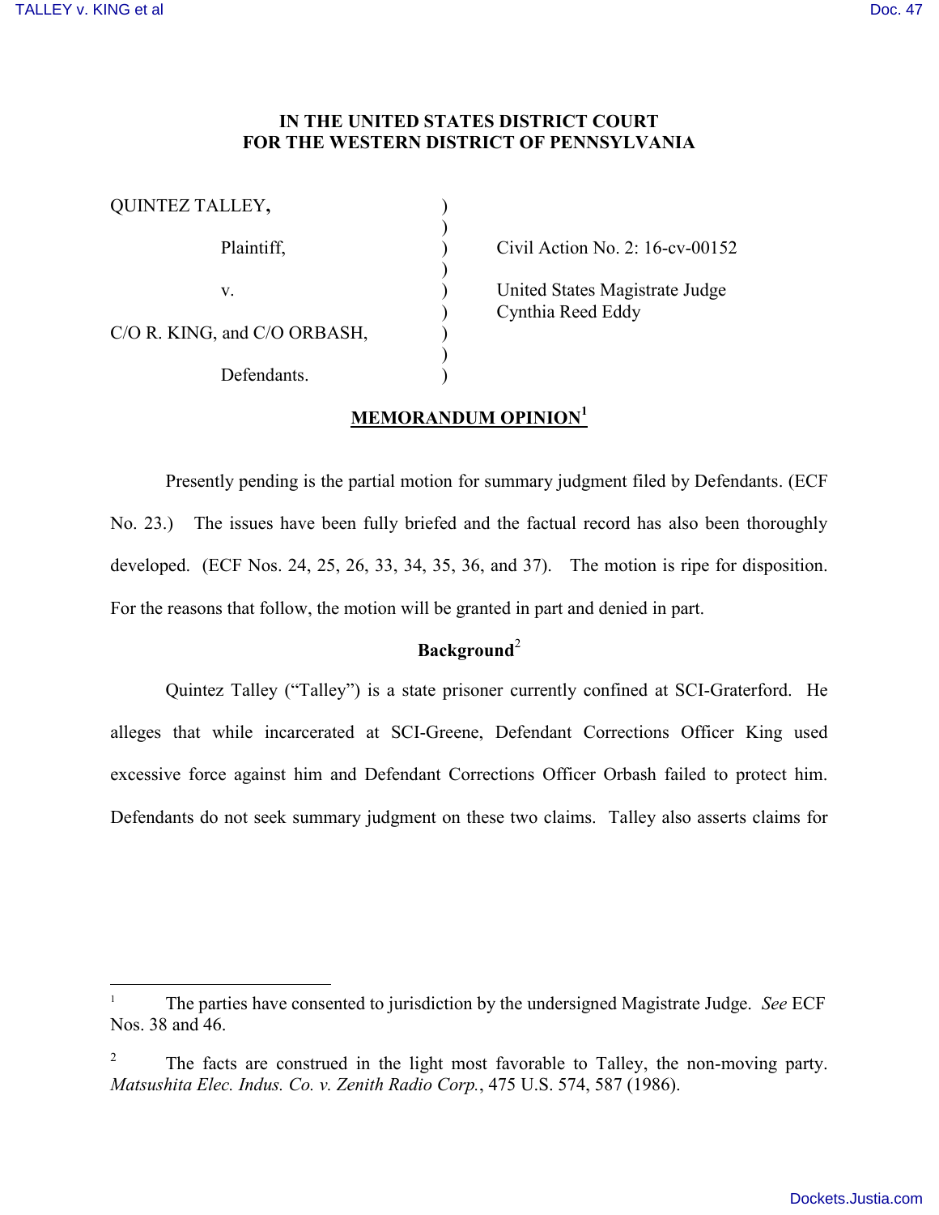# IN THE UNITED STATES DISTRICT COURT FOR THE WESTERN DISTRICT OF PENNSYLVANIA

| | | |
|---|---|---|
| QUINTEZ TALLEY, | ) | |
| | ) | |
| Plaintiff, | ) | Civil Action No. 2: 16-cv-00152 |
| | ) | |
| v. | ) | United States Magistrate Judge |
| | ) | Cynthia Reed Eddy |
| C/O R. KING, and C/O ORBASH, | ) | |
| | ) | |
| Defendants. | ) | |

## MEMORANDUM OPINION[1]

Presently pending is the partial motion for summary judgment filed by Defendants. (ECF No. 23.) The issues have been fully briefed and the factual record has also been thoroughly developed. (ECF Nos. 24, 25, 26, 33, 34, 35, 36, and 37). The motion is ripe for disposition. For the reasons that follow, the motion will be granted in part and denied in part.

## Background[2]

Quintez Talley ("Talley") is a state prisoner currently confined at SCI-Graterford. He alleges that while incarcerated at SCI-Greene, Defendant Corrections Officer King used excessive force against him and Defendant Corrections Officer Orbash failed to protect him. Defendants do not seek summary judgment on these two claims. Talley also asserts claims for

---

[1] The parties have consented to jurisdiction by the undersigned Magistrate Judge. *See* ECF Nos. 38 and 46.

[2] The facts are construed in the light most favorable to Talley, the non-moving party. *Matsushita Elec. Indus. Co. v. Zenith Radio Corp.*, 475 U.S. 574, 587 (1986).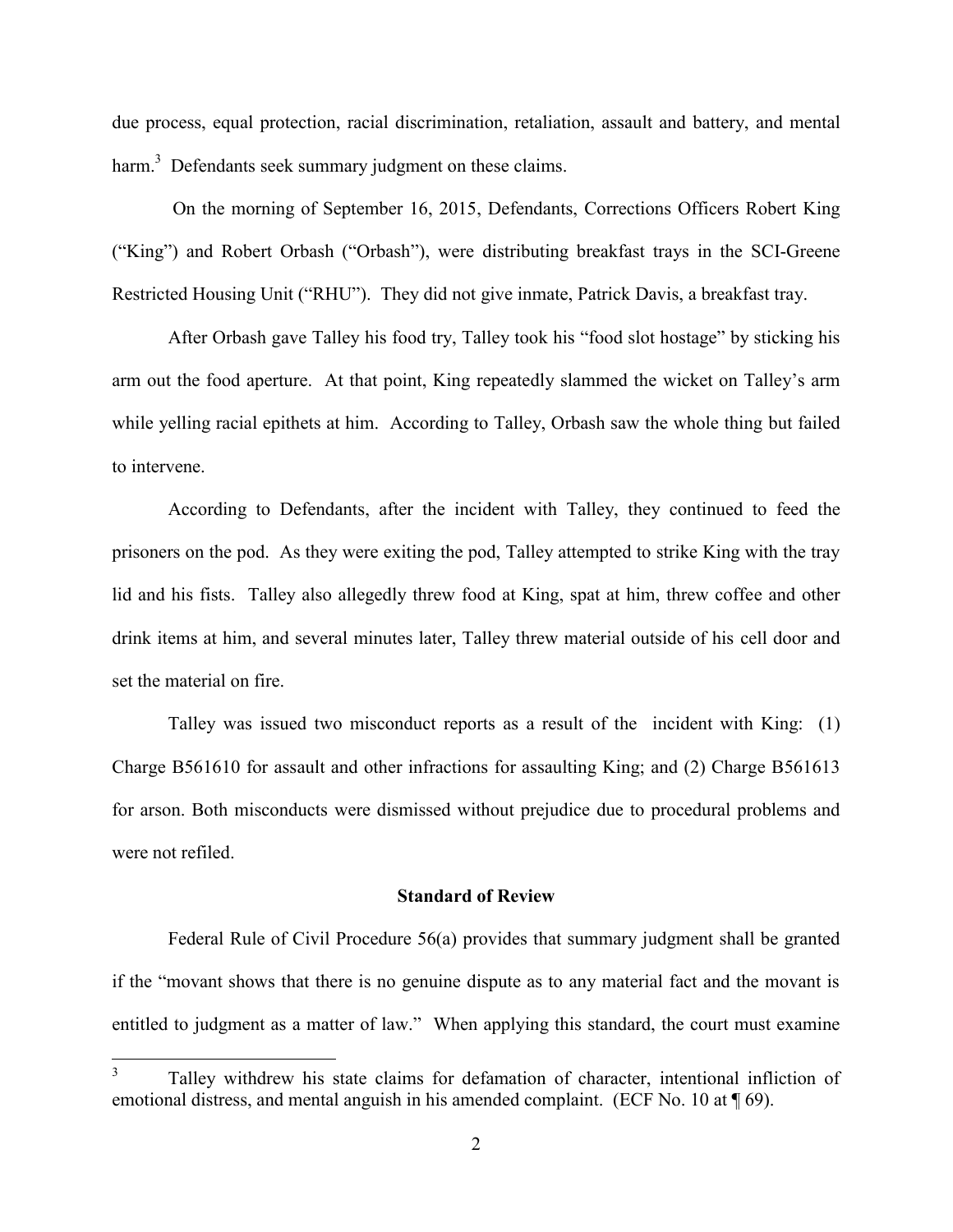due process, equal protection, racial discrimination, retaliation, assault and battery, and mental harm.[3] Defendants seek summary judgment on these claims.

On the morning of September 16, 2015, Defendants, Corrections Officers Robert King ("King") and Robert Orbash ("Orbash"), were distributing breakfast trays in the SCI-Greene Restricted Housing Unit ("RHU"). They did not give inmate, Patrick Davis, a breakfast tray.

After Orbash gave Talley his food try, Talley took his "food slot hostage" by sticking his arm out the food aperture. At that point, King repeatedly slammed the wicket on Talley's arm while yelling racial epithets at him. According to Talley, Orbash saw the whole thing but failed to intervene.

According to Defendants, after the incident with Talley, they continued to feed the prisoners on the pod. As they were exiting the pod, Talley attempted to strike King with the tray lid and his fists. Talley also allegedly threw food at King, spat at him, threw coffee and other drink items at him, and several minutes later, Talley threw material outside of his cell door and set the material on fire.

Talley was issued two misconduct reports as a result of the incident with King: (1) Charge B561610 for assault and other infractions for assaulting King; and (2) Charge B561613 for arson. Both misconducts were dismissed without prejudice due to procedural problems and were not refiled.

## Standard of Review

Federal Rule of Civil Procedure 56(a) provides that summary judgment shall be granted if the "movant shows that there is no genuine dispute as to any material fact and the movant is entitled to judgment as a matter of law." When applying this standard, the court must examine

---

[3] Talley withdrew his state claims for defamation of character, intentional infliction of emotional distress, and mental anguish in his amended complaint. (ECF No. 10 at ¶ 69).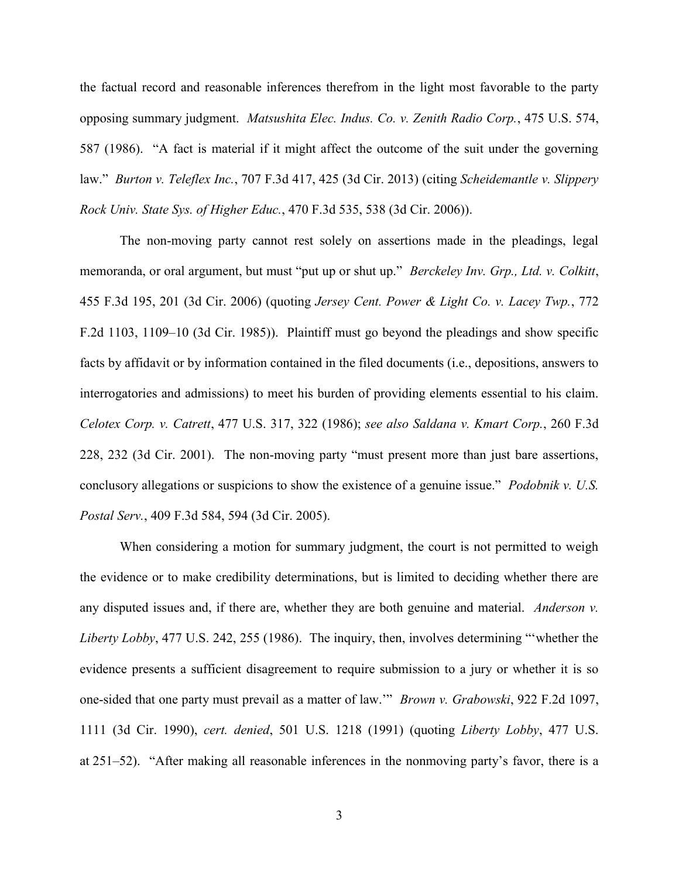the factual record and reasonable inferences therefrom in the light most favorable to the party opposing summary judgment. *Matsushita Elec. Indus. Co. v. Zenith Radio Corp.*, 475 U.S. 574, 587 (1986). "A fact is material if it might affect the outcome of the suit under the governing law." *Burton v. Teleflex Inc.*, 707 F.3d 417, 425 (3d Cir. 2013) (citing *Scheidemantle v. Slippery Rock Univ. State Sys. of Higher Educ.*, 470 F.3d 535, 538 (3d Cir. 2006)).

The non-moving party cannot rest solely on assertions made in the pleadings, legal memoranda, or oral argument, but must "put up or shut up." *Berckeley Inv. Grp., Ltd. v. Colkitt*, 455 F.3d 195, 201 (3d Cir. 2006) (quoting *Jersey Cent. Power & Light Co. v. Lacey Twp.*, 772 F.2d 1103, 1109–10 (3d Cir. 1985)). Plaintiff must go beyond the pleadings and show specific facts by affidavit or by information contained in the filed documents (i.e., depositions, answers to interrogatories and admissions) to meet his burden of providing elements essential to his claim. *Celotex Corp. v. Catrett*, 477 U.S. 317, 322 (1986); *see also Saldana v. Kmart Corp.*, 260 F.3d 228, 232 (3d Cir. 2001). The non-moving party "must present more than just bare assertions, conclusory allegations or suspicions to show the existence of a genuine issue." *Podobnik v. U.S. Postal Serv.*, 409 F.3d 584, 594 (3d Cir. 2005).

When considering a motion for summary judgment, the court is not permitted to weigh the evidence or to make credibility determinations, but is limited to deciding whether there are any disputed issues and, if there are, whether they are both genuine and material. *Anderson v. Liberty Lobby*, 477 U.S. 242, 255 (1986). The inquiry, then, involves determining "'whether the evidence presents a sufficient disagreement to require submission to a jury or whether it is so one-sided that one party must prevail as a matter of law.'" *Brown v. Grabowski*, 922 F.2d 1097, 1111 (3d Cir. 1990), *cert. denied*, 501 U.S. 1218 (1991) (quoting *Liberty Lobby*, 477 U.S. at 251–52). "After making all reasonable inferences in the nonmoving party's favor, there is a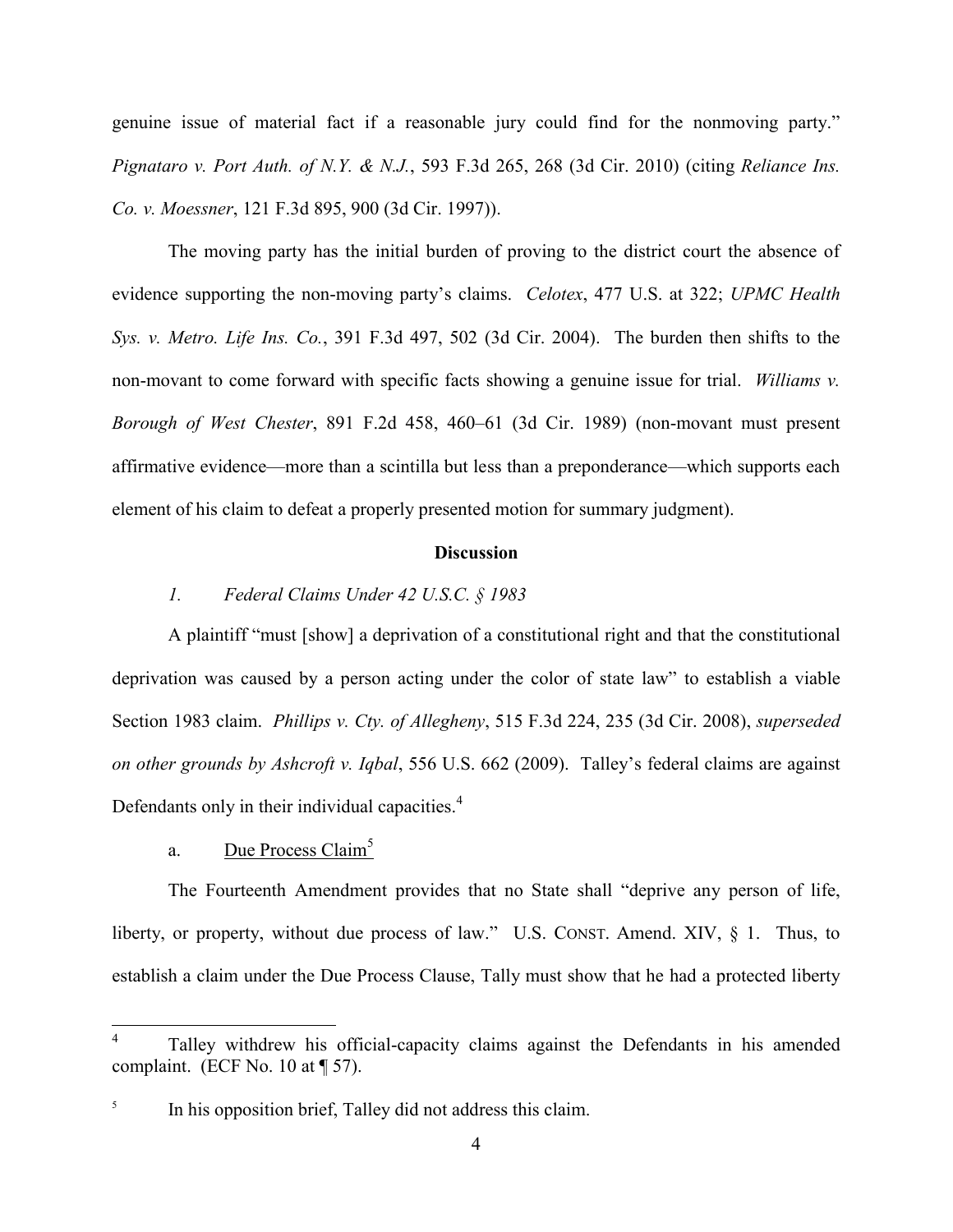genuine issue of material fact if a reasonable jury could find for the nonmoving party." *Pignataro v. Port Auth. of N.Y. & N.J.*, 593 F.3d 265, 268 (3d Cir. 2010) (citing *Reliance Ins. Co. v. Moessner*, 121 F.3d 895, 900 (3d Cir. 1997)).

The moving party has the initial burden of proving to the district court the absence of evidence supporting the non-moving party's claims. *Celotex*, 477 U.S. at 322; *UPMC Health Sys. v. Metro. Life Ins. Co.*, 391 F.3d 497, 502 (3d Cir. 2004). The burden then shifts to the non-movant to come forward with specific facts showing a genuine issue for trial. *Williams v. Borough of West Chester*, 891 F.2d 458, 460–61 (3d Cir. 1989) (non-movant must present affirmative evidence—more than a scintilla but less than a preponderance—which supports each element of his claim to defeat a properly presented motion for summary judgment).

**Discussion**

*1. Federal Claims Under 42 U.S.C. § 1983*

A plaintiff "must [show] a deprivation of a constitutional right and that the constitutional deprivation was caused by a person acting under the color of state law" to establish a viable Section 1983 claim. *Phillips v. Cty. of Allegheny*, 515 F.3d 224, 235 (3d Cir. 2008), *superseded on other grounds by Ashcroft v. Iqbal*, 556 U.S. 662 (2009). Talley's federal claims are against Defendants only in their individual capacities.[4]

a. Due Process Claim[5]

The Fourteenth Amendment provides that no State shall "deprive any person of life, liberty, or property, without due process of law." U.S. CONST. Amend. XIV, § 1. Thus, to establish a claim under the Due Process Clause, Tally must show that he had a protected liberty

---

[4] Talley withdrew his official-capacity claims against the Defendants in his amended complaint. (ECF No. 10 at ¶ 57).

[5] In his opposition brief, Talley did not address this claim.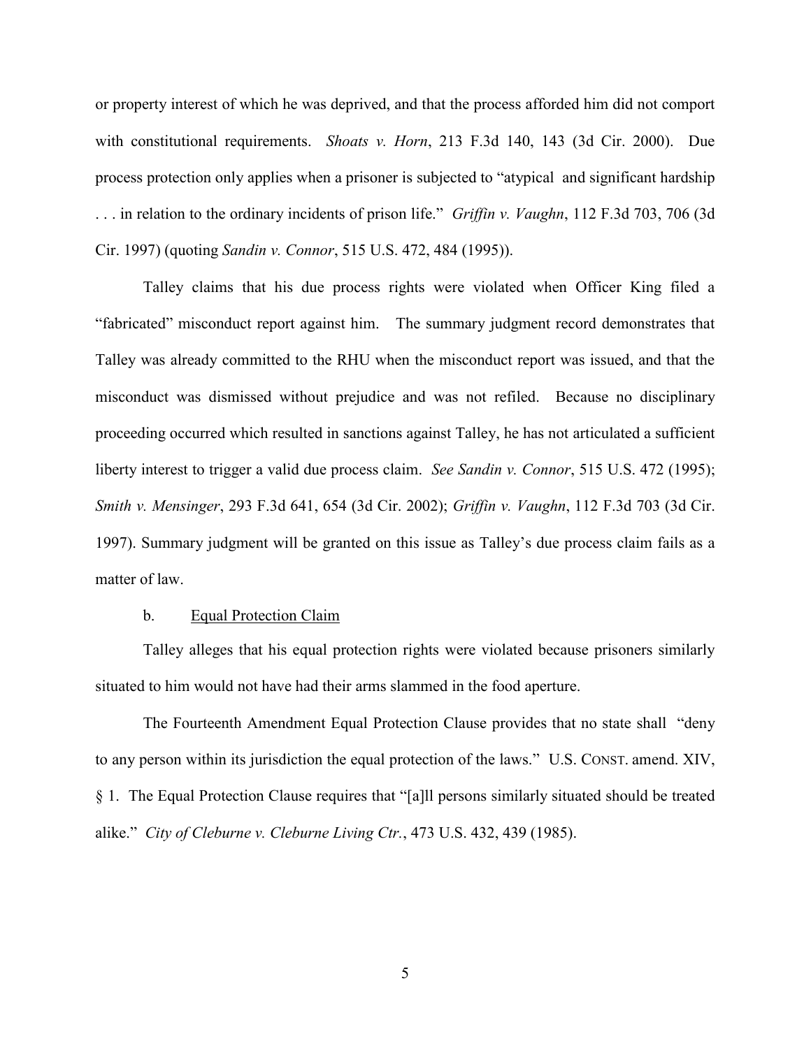or property interest of which he was deprived, and that the process afforded him did not comport with constitutional requirements. *Shoats v. Horn*, 213 F.3d 140, 143 (3d Cir. 2000). Due process protection only applies when a prisoner is subjected to "atypical and significant hardship . . . in relation to the ordinary incidents of prison life." *Griffin v. Vaughn*, 112 F.3d 703, 706 (3d Cir. 1997) (quoting *Sandin v. Connor*, 515 U.S. 472, 484 (1995)).

Talley claims that his due process rights were violated when Officer King filed a "fabricated" misconduct report against him. The summary judgment record demonstrates that Talley was already committed to the RHU when the misconduct report was issued, and that the misconduct was dismissed without prejudice and was not refiled. Because no disciplinary proceeding occurred which resulted in sanctions against Talley, he has not articulated a sufficient liberty interest to trigger a valid due process claim. *See Sandin v. Connor*, 515 U.S. 472 (1995); *Smith v. Mensinger*, 293 F.3d 641, 654 (3d Cir. 2002); *Griffin v. Vaughn*, 112 F.3d 703 (3d Cir. 1997). Summary judgment will be granted on this issue as Talley's due process claim fails as a matter of law.

b. Equal Protection Claim

Talley alleges that his equal protection rights were violated because prisoners similarly situated to him would not have had their arms slammed in the food aperture.

The Fourteenth Amendment Equal Protection Clause provides that no state shall "deny to any person within its jurisdiction the equal protection of the laws." U.S. CONST. amend. XIV, § 1. The Equal Protection Clause requires that "[a]ll persons similarly situated should be treated alike." *City of Cleburne v. Cleburne Living Ctr.*, 473 U.S. 432, 439 (1985).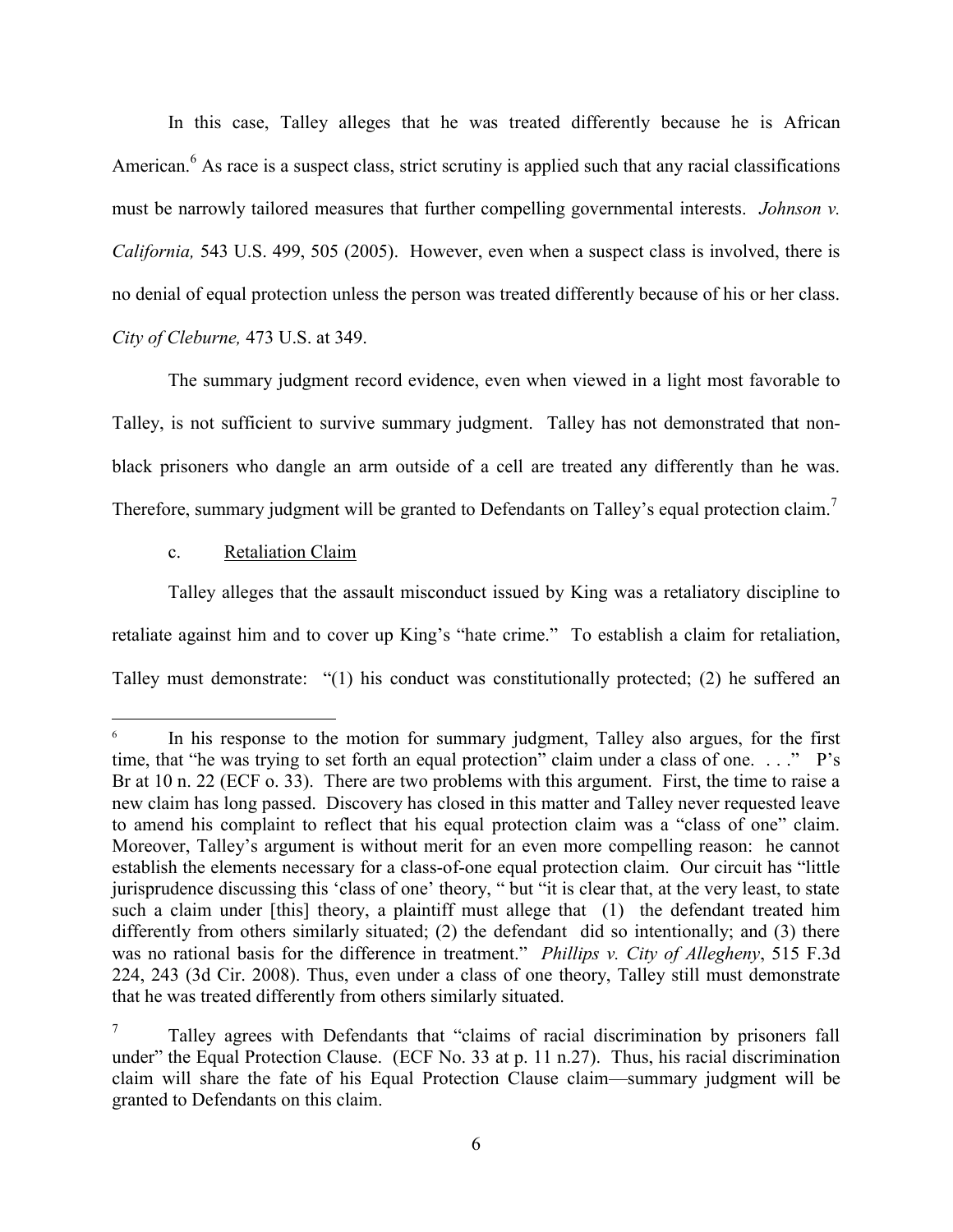In this case, Talley alleges that he was treated differently because he is African American.[6] As race is a suspect class, strict scrutiny is applied such that any racial classifications must be narrowly tailored measures that further compelling governmental interests. *Johnson v. California,* 543 U.S. 499, 505 (2005). However, even when a suspect class is involved, there is no denial of equal protection unless the person was treated differently because of his or her class. *City of Cleburne,* 473 U.S. at 349.

The summary judgment record evidence, even when viewed in a light most favorable to Talley, is not sufficient to survive summary judgment. Talley has not demonstrated that non-black prisoners who dangle an arm outside of a cell are treated any differently than he was. Therefore, summary judgment will be granted to Defendants on Talley's equal protection claim.[7]

c. Retaliation Claim

Talley alleges that the assault misconduct issued by King was a retaliatory discipline to retaliate against him and to cover up King's "hate crime." To establish a claim for retaliation, Talley must demonstrate: "(1) his conduct was constitutionally protected; (2) he suffered an

---

[6] In his response to the motion for summary judgment, Talley also argues, for the first time, that "he was trying to set forth an equal protection" claim under a class of one. . . ." P's Br at 10 n. 22 (ECF o. 33). There are two problems with this argument. First, the time to raise a new claim has long passed. Discovery has closed in this matter and Talley never requested leave to amend his complaint to reflect that his equal protection claim was a "class of one" claim. Moreover, Talley's argument is without merit for an even more compelling reason: he cannot establish the elements necessary for a class-of-one equal protection claim. Our circuit has "little jurisprudence discussing this 'class of one' theory, " but "it is clear that, at the very least, to state such a claim under [this] theory, a plaintiff must allege that (1) the defendant treated him differently from others similarly situated; (2) the defendant did so intentionally; and (3) there was no rational basis for the difference in treatment." *Phillips v. City of Allegheny*, 515 F.3d 224, 243 (3d Cir. 2008). Thus, even under a class of one theory, Talley still must demonstrate that he was treated differently from others similarly situated.

[7] Talley agrees with Defendants that "claims of racial discrimination by prisoners fall under" the Equal Protection Clause. (ECF No. 33 at p. 11 n.27). Thus, his racial discrimination claim will share the fate of his Equal Protection Clause claim—summary judgment will be granted to Defendants on this claim.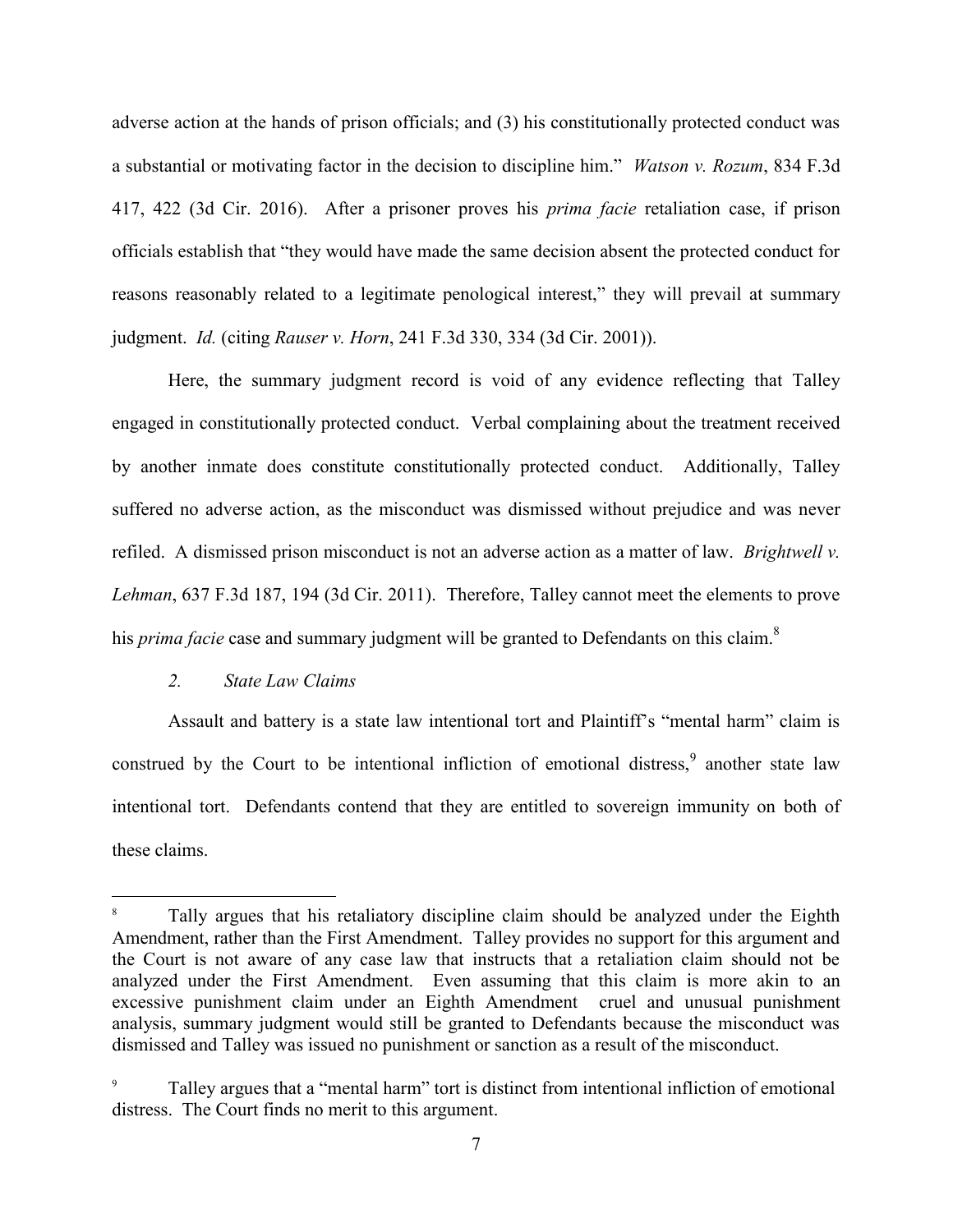adverse action at the hands of prison officials; and (3) his constitutionally protected conduct was a substantial or motivating factor in the decision to discipline him." *Watson v. Rozum*, 834 F.3d 417, 422 (3d Cir. 2016). After a prisoner proves his *prima facie* retaliation case, if prison officials establish that "they would have made the same decision absent the protected conduct for reasons reasonably related to a legitimate penological interest," they will prevail at summary judgment. *Id.* (citing *Rauser v. Horn*, 241 F.3d 330, 334 (3d Cir. 2001)).

Here, the summary judgment record is void of any evidence reflecting that Talley engaged in constitutionally protected conduct. Verbal complaining about the treatment received by another inmate does constitute constitutionally protected conduct. Additionally, Talley suffered no adverse action, as the misconduct was dismissed without prejudice and was never refiled. A dismissed prison misconduct is not an adverse action as a matter of law. *Brightwell v. Lehman*, 637 F.3d 187, 194 (3d Cir. 2011). Therefore, Talley cannot meet the elements to prove his *prima facie* case and summary judgment will be granted to Defendants on this claim.[8]

*2. State Law Claims*

Assault and battery is a state law intentional tort and Plaintiff's "mental harm" claim is construed by the Court to be intentional infliction of emotional distress,[9] another state law intentional tort. Defendants contend that they are entitled to sovereign immunity on both of these claims.

---

[8] Tally argues that his retaliatory discipline claim should be analyzed under the Eighth Amendment, rather than the First Amendment. Talley provides no support for this argument and the Court is not aware of any case law that instructs that a retaliation claim should not be analyzed under the First Amendment. Even assuming that this claim is more akin to an excessive punishment claim under an Eighth Amendment cruel and unusual punishment analysis, summary judgment would still be granted to Defendants because the misconduct was dismissed and Talley was issued no punishment or sanction as a result of the misconduct.

[9] Talley argues that a "mental harm" tort is distinct from intentional infliction of emotional distress. The Court finds no merit to this argument.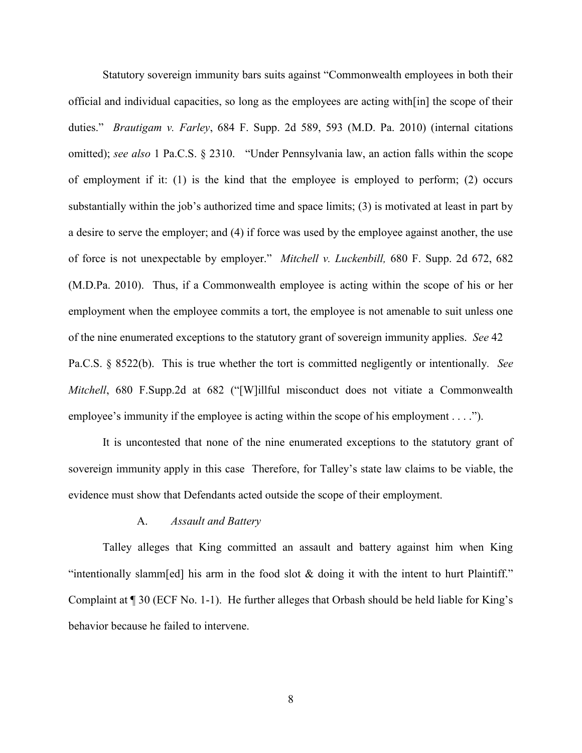Statutory sovereign immunity bars suits against "Commonwealth employees in both their official and individual capacities, so long as the employees are acting with[in] the scope of their duties." *Brautigam v. Farley*, 684 F. Supp. 2d 589, 593 (M.D. Pa. 2010) (internal citations omitted); *see also* 1 Pa.C.S. § 2310. "Under Pennsylvania law, an action falls within the scope of employment if it: (1) is the kind that the employee is employed to perform; (2) occurs substantially within the job's authorized time and space limits; (3) is motivated at least in part by a desire to serve the employer; and (4) if force was used by the employee against another, the use of force is not unexpectable by employer." *Mitchell v. Luckenbill,* 680 F. Supp. 2d 672, 682 (M.D.Pa. 2010). Thus, if a Commonwealth employee is acting within the scope of his or her employment when the employee commits a tort, the employee is not amenable to suit unless one of the nine enumerated exceptions to the statutory grant of sovereign immunity applies. *See* 42 Pa.C.S. § 8522(b). This is true whether the tort is committed negligently or intentionally. *See Mitchell*, 680 F.Supp.2d at 682 ("[W]illful misconduct does not vitiate a Commonwealth employee's immunity if the employee is acting within the scope of his employment . . . .").

It is uncontested that none of the nine enumerated exceptions to the statutory grant of sovereign immunity apply in this case Therefore, for Talley's state law claims to be viable, the evidence must show that Defendants acted outside the scope of their employment.

A. *Assault and Battery*

Talley alleges that King committed an assault and battery against him when King "intentionally slamm[ed] his arm in the food slot & doing it with the intent to hurt Plaintiff." Complaint at ¶ 30 (ECF No. 1-1). He further alleges that Orbash should be held liable for King's behavior because he failed to intervene.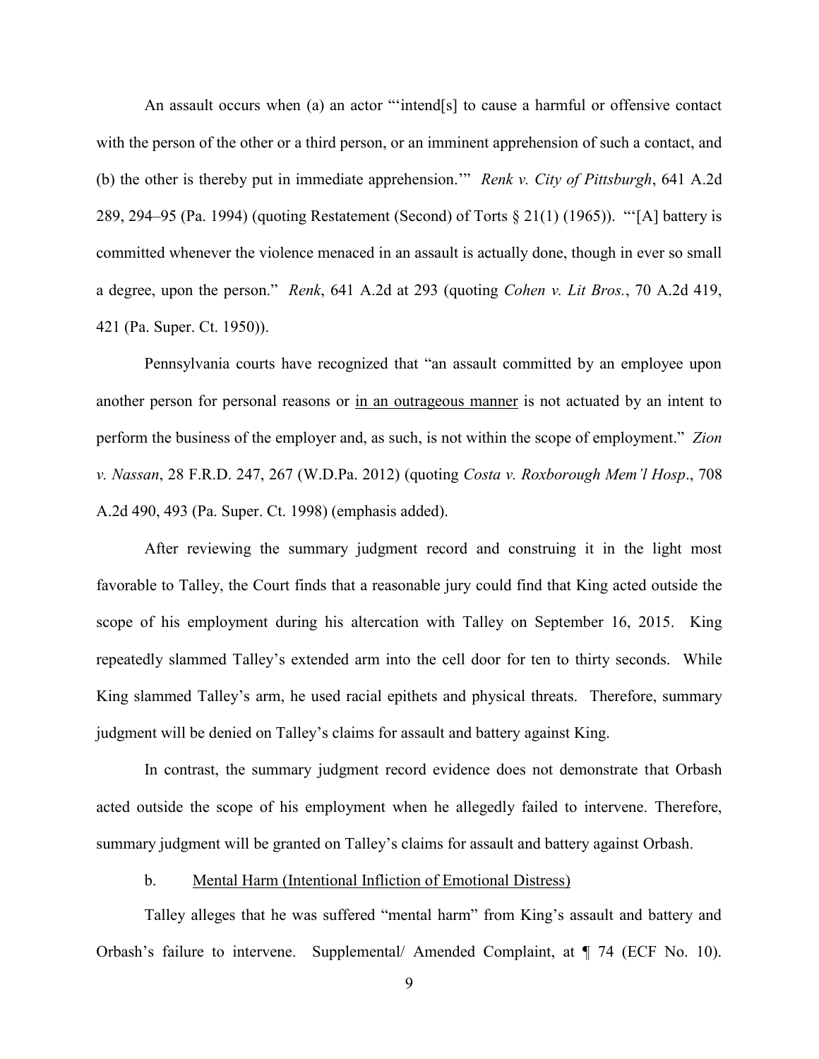An assault occurs when (a) an actor "'intend[s] to cause a harmful or offensive contact with the person of the other or a third person, or an imminent apprehension of such a contact, and (b) the other is thereby put in immediate apprehension.'" *Renk v. City of Pittsburgh*, 641 A.2d 289, 294–95 (Pa. 1994) (quoting Restatement (Second) of Torts § 21(1) (1965)). "'[A] battery is committed whenever the violence menaced in an assault is actually done, though in ever so small a degree, upon the person." *Renk*, 641 A.2d at 293 (quoting *Cohen v. Lit Bros.*, 70 A.2d 419, 421 (Pa. Super. Ct. 1950)).

Pennsylvania courts have recognized that "an assault committed by an employee upon another person for personal reasons or <u>in an outrageous manner</u> is not actuated by an intent to perform the business of the employer and, as such, is not within the scope of employment." *Zion v. Nassan*, 28 F.R.D. 247, 267 (W.D.Pa. 2012) (quoting *Costa v. Roxborough Mem'l Hosp*., 708 A.2d 490, 493 (Pa. Super. Ct. 1998) (emphasis added).

After reviewing the summary judgment record and construing it in the light most favorable to Talley, the Court finds that a reasonable jury could find that King acted outside the scope of his employment during his altercation with Talley on September 16, 2015. King repeatedly slammed Talley's extended arm into the cell door for ten to thirty seconds. While King slammed Talley's arm, he used racial epithets and physical threats. Therefore, summary judgment will be denied on Talley's claims for assault and battery against King.

In contrast, the summary judgment record evidence does not demonstrate that Orbash acted outside the scope of his employment when he allegedly failed to intervene. Therefore, summary judgment will be granted on Talley's claims for assault and battery against Orbash.

b. <u>Mental Harm (Intentional Infliction of Emotional Distress)</u>

Talley alleges that he was suffered "mental harm" from King's assault and battery and Orbash's failure to intervene. Supplemental/ Amended Complaint, at ¶ 74 (ECF No. 10).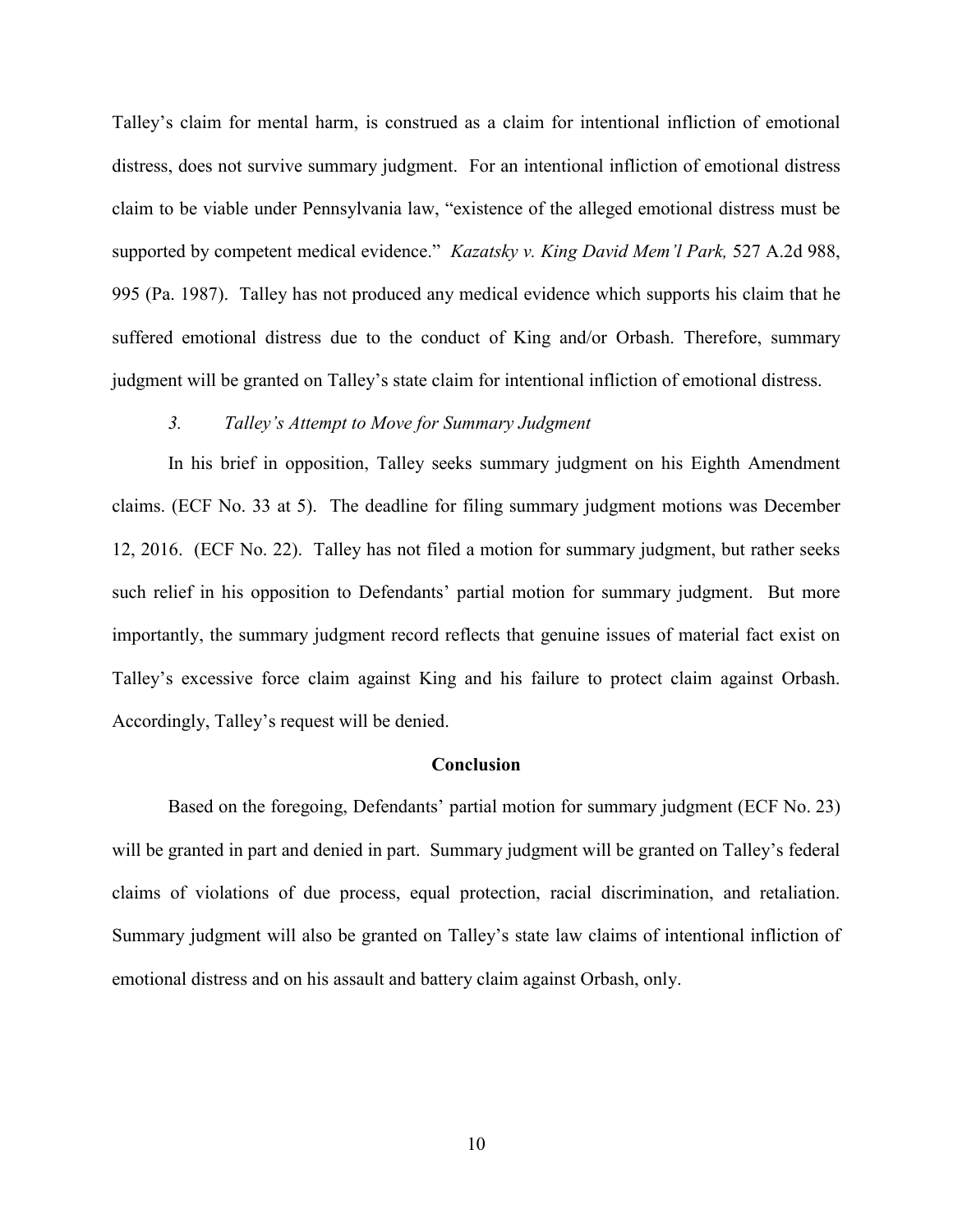Talley's claim for mental harm, is construed as a claim for intentional infliction of emotional distress, does not survive summary judgment. For an intentional infliction of emotional distress claim to be viable under Pennsylvania law, "existence of the alleged emotional distress must be supported by competent medical evidence." *Kazatsky v. King David Mem'l Park,* 527 A.2d 988, 995 (Pa. 1987). Talley has not produced any medical evidence which supports his claim that he suffered emotional distress due to the conduct of King and/or Orbash. Therefore, summary judgment will be granted on Talley's state claim for intentional infliction of emotional distress.

### *3. Talley's Attempt to Move for Summary Judgment*

In his brief in opposition, Talley seeks summary judgment on his Eighth Amendment claims. (ECF No. 33 at 5). The deadline for filing summary judgment motions was December 12, 2016. (ECF No. 22). Talley has not filed a motion for summary judgment, but rather seeks such relief in his opposition to Defendants' partial motion for summary judgment. But more importantly, the summary judgment record reflects that genuine issues of material fact exist on Talley's excessive force claim against King and his failure to protect claim against Orbash. Accordingly, Talley's request will be denied.

## Conclusion

Based on the foregoing, Defendants' partial motion for summary judgment (ECF No. 23) will be granted in part and denied in part. Summary judgment will be granted on Talley's federal claims of violations of due process, equal protection, racial discrimination, and retaliation. Summary judgment will also be granted on Talley's state law claims of intentional infliction of emotional distress and on his assault and battery claim against Orbash, only.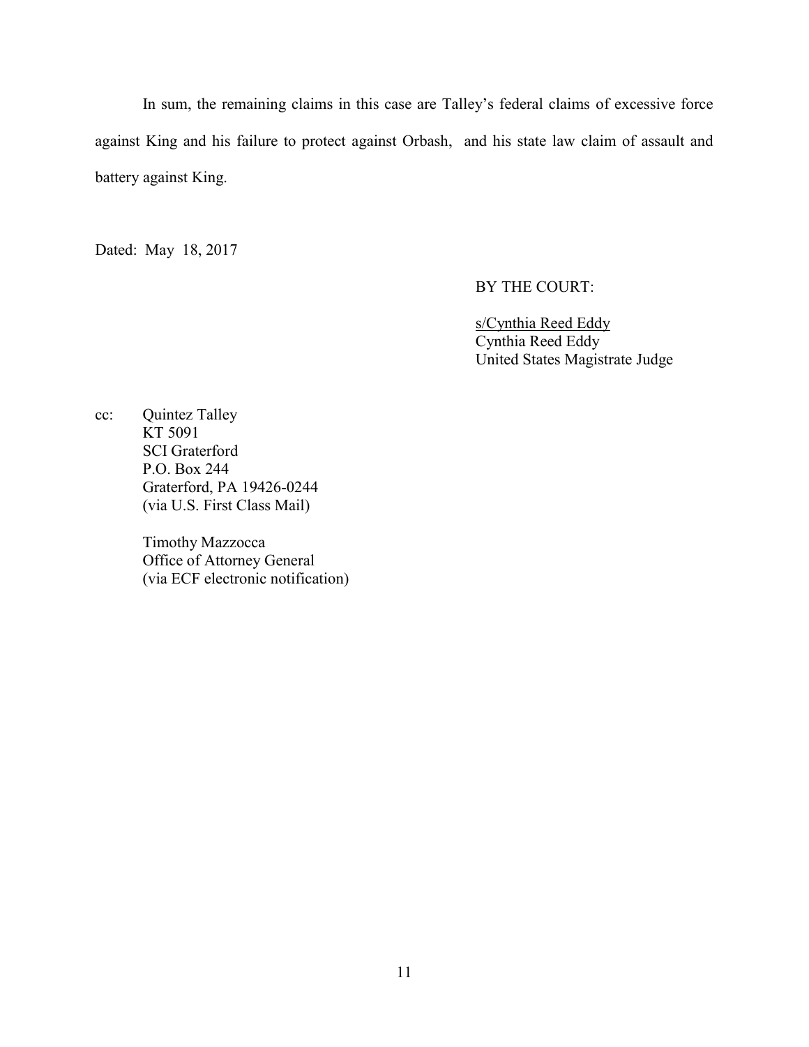In sum, the remaining claims in this case are Talley's federal claims of excessive force against King and his failure to protect against Orbash, and his state law claim of assault and battery against King.

Dated: May 18, 2017

BY THE COURT:

s/Cynthia Reed Eddy
Cynthia Reed Eddy
United States Magistrate Judge

cc: Quintez Talley
KT 5091
SCI Graterford
P.O. Box 244
Graterford, PA 19426-0244
(via U.S. First Class Mail)

Timothy Mazzocca
Office of Attorney General
(via ECF electronic notification)